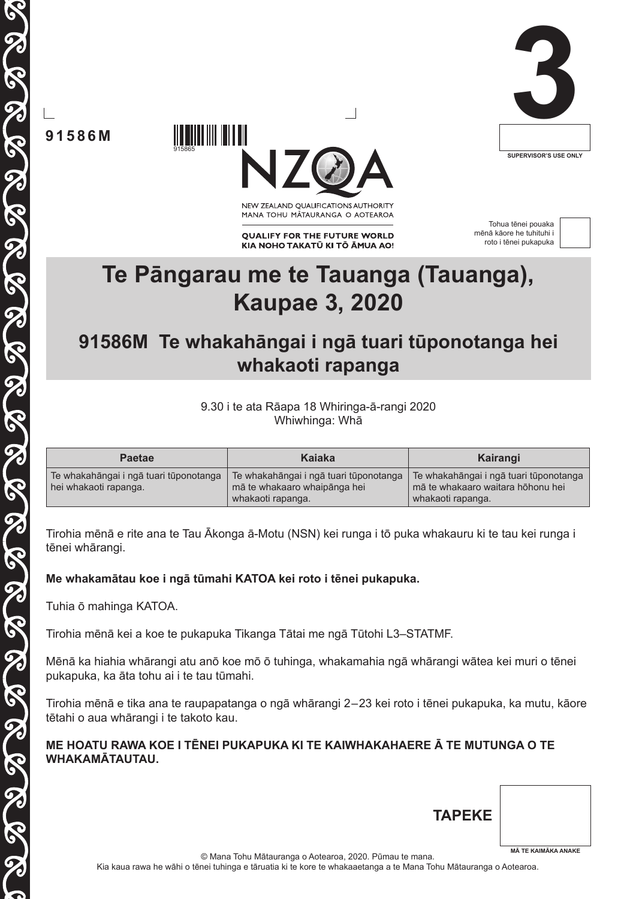91586M

3

SUPERVISOR'S USE ONLY

NEW ZEALAND QUALIFICATIONS AUTHORITY
MANA TOHU MĀTAURANGA O AOTEAROA

**QUALIFY FOR THE FUTURE WORLD**
**KIA NOHO TAKATŪ KI TŌ ĀMUA AO!**

Tohua tēnei pouaka mēnā kāore he tuhituhi i roto i tēnei pukapuka

# Te Pāngarau me te Tauanga (Tauanga), Kaupae 3, 2020

## 91586M Te whakahāngai i ngā tuari tūponotanga hei whakaoti rapanga

9.30 i te ata Rāapa 18 Whiringa-ā-rangi 2020
Whiwhinga: Whā

| Paetae | Kaiaka | Kairangi |
|---|---|---|
| Te whakahāngai i ngā tuari tūponotanga hei whakaoti rapanga. | Te whakahāngai i ngā tuari tūponotanga mā te whakaaro whaipānga hei whakaoti rapanga. | Te whakahāngai i ngā tuari tūponotanga mā te whakaaro waitara hōhonu hei whakaoti rapanga. |

Tirohia mēnā e rite ana te Tau Ākonga ā-Motu (NSN) kei runga i tō puka whakauru ki te tau kei runga i tēnei whārangi.

**Me whakamātau koe i ngā tūmahi KATOA kei roto i tēnei pukapuka.**

Tuhia ō mahinga KATOA.

Tirohia mēnā kei a koe te pukapuka Tikanga Tātai me ngā Tūtohi L3–STATMF.

Mēnā ka hiahia whārangi atu anō koe mō ō tuhinga, whakamahia ngā whārangi wātea kei muri o tēnei pukapuka, ka āta tohu ai i te tau tūmahi.

Tirohia mēnā e tika ana te raupapatanga o ngā whārangi 2–23 kei roto i tēnei pukapuka, ka mutu, kāore tētahi o aua whārangi i te takoto kau.

**ME HOATU RAWA KOE I TĒNEI PUKAPUKA KI TE KAIWHAKAHAERE Ā TE MUTUNGA O TE WHAKAMĀTAUTAU.**

**TAPEKE**

MĀ TE KAIMĀKA ANAKE

© Mana Tohu Mātauranga o Aotearoa, 2020. Pūmau te mana.
Kia kaua rawa he wāhi o tēnei tuhinga e tāruatia ki te kore te whakaaetanga a te Mana Tohu Mātauranga o Aotearoa.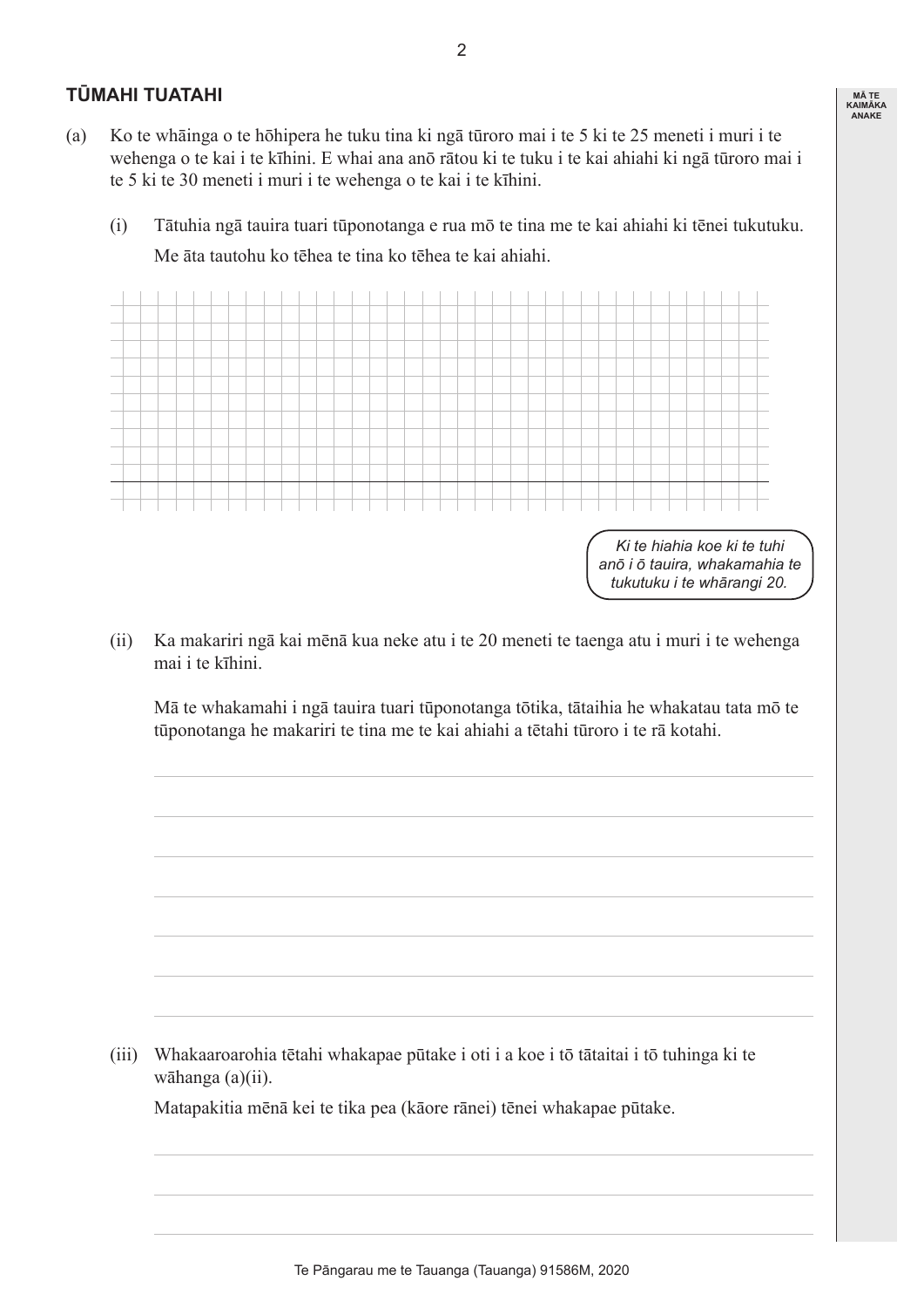## TŪMAHI TUATAHI

(a) Ko te whāinga o te hōhipera he tuku tina ki ngā tūroro mai i te 5 ki te 25 meneti i muri i te wehenga o te kai i te kīhini. E whai ana anō rātou ki te tuku i te kai ahiahi ki ngā tūroro mai i te 5 ki te 30 meneti i muri i te wehenga o te kai i te kīhini.

(i) Tātuhia ngā tauira tuari tūponotanga e rua mō te tina me te kai ahiahi ki tēnei tukutuku.

Me āta tautohu ko tēhea te tina ko tēhea te kai ahiahi.

*Ki te hiahia koe ki te tuhi anō i ō tauira, whakamahia te tukutuku i te whārangi 20.*

(ii) Ka makariri ngā kai mēnā kua neke atu i te 20 meneti te taenga atu i muri i te wehenga mai i te kīhini.

Mā te whakamahi i ngā tauira tuari tūponotanga tōtika, tātaihia he whakatau tata mō te tūponotanga he makariri te tina me te kai ahiahi a tētahi tūroro i te rā kotahi.

(iii) Whakaaroarohia tētahi whakapae pūtake i oti i a koe i tō tātaitai i tō tuhinga ki te wāhanga (a)(ii).

Matapakitia mēnā kei te tika pea (kāore rānei) tēnei whakapae pūtake.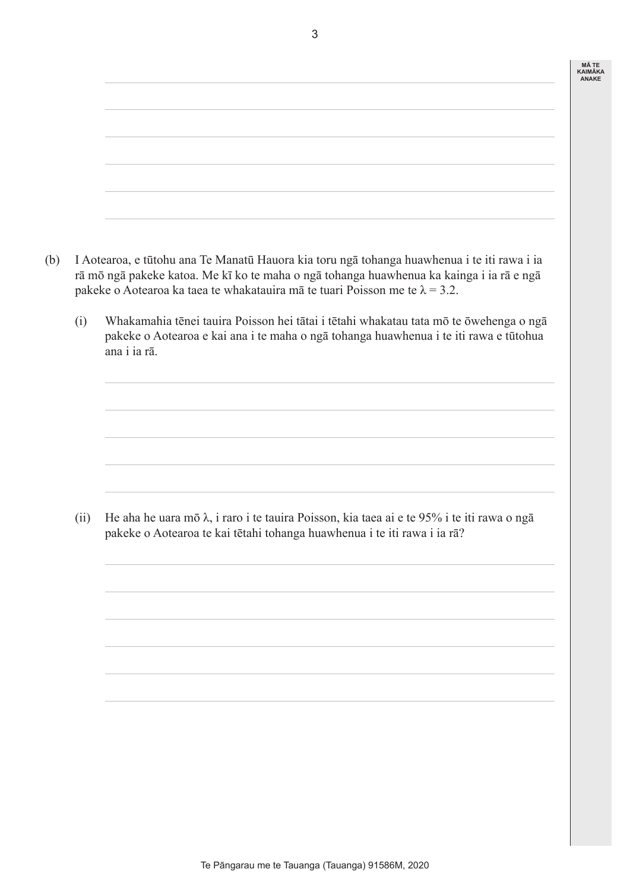(b) I Aotearoa, e tūtohu ana Te Manatū Hauora kia toru ngā tohanga huawhenua i te iti rawa i ia rā mō ngā pakeke katoa. Me kī ko te maha o ngā tohanga huawhenua ka kainga i ia rā e ngā pakeke o Aotearoa ka taea te whakatauira mā te tuari Poisson me te $\lambda = 3.2$.

(i) Whakamahia tēnei tauira Poisson hei tātai i tētahi whakatau tata mō te ōwehenga o ngā pakeke o Aotearoa e kai ana i te maha o ngā tohanga huawhenua i te iti rawa e tūtohua ana i ia rā.

(ii) He aha he uara mō $\lambda$, i raro i te tauira Poisson, kia taea ai e te 95% i te iti rawa o ngā pakeke o Aotearoa te kai tētahi tohanga huawhenua i te iti rawa i ia rā?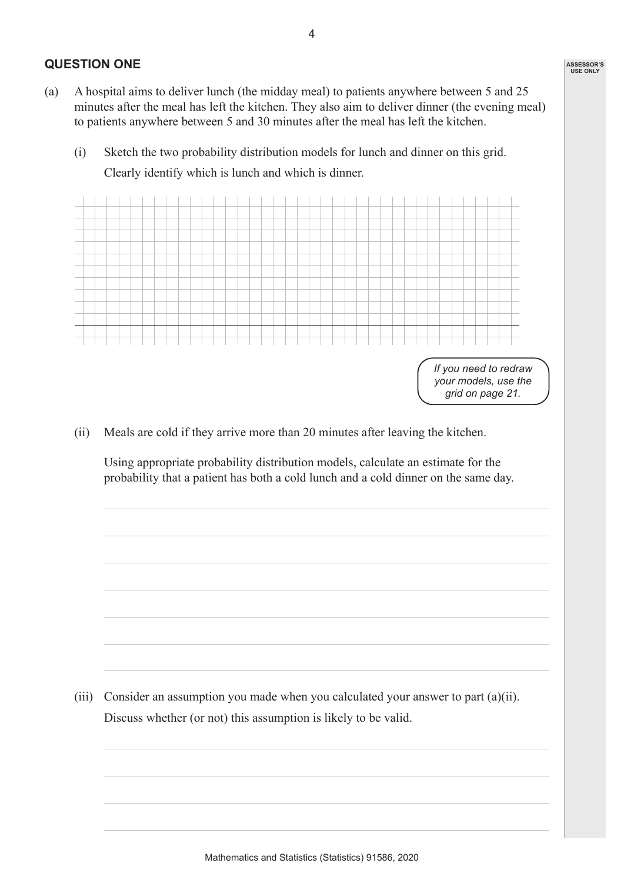## QUESTION ONE

(a) A hospital aims to deliver lunch (the midday meal) to patients anywhere between 5 and 25 minutes after the meal has left the kitchen. They also aim to deliver dinner (the evening meal) to patients anywhere between 5 and 30 minutes after the meal has left the kitchen.

(i) Sketch the two probability distribution models for lunch and dinner on this grid. Clearly identify which is lunch and which is dinner.

*If you need to redraw your models, use the grid on page 21.*

(ii) Meals are cold if they arrive more than 20 minutes after leaving the kitchen.

Using appropriate probability distribution models, calculate an estimate for the probability that a patient has both a cold lunch and a cold dinner on the same day.

(iii) Consider an assumption you made when you calculated your answer to part (a)(ii). Discuss whether (or not) this assumption is likely to be valid.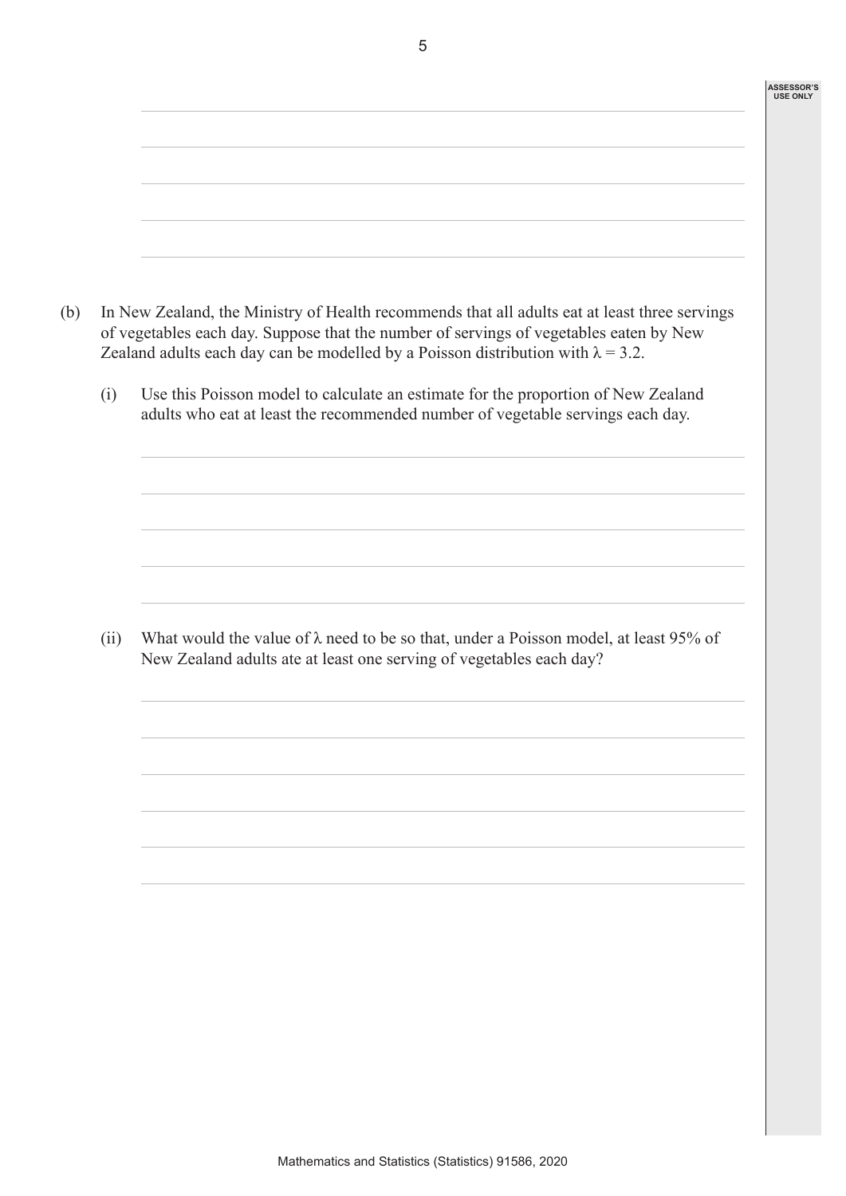(b) In New Zealand, the Ministry of Health recommends that all adults eat at least three servings of vegetables each day. Suppose that the number of servings of vegetables eaten by New Zealand adults each day can be modelled by a Poisson distribution with $\lambda = 3.2$.

(i) Use this Poisson model to calculate an estimate for the proportion of New Zealand adults who eat at least the recommended number of vegetable servings each day.

(ii) What would the value of $\lambda$ need to be so that, under a Poisson model, at least 95% of New Zealand adults ate at least one serving of vegetables each day?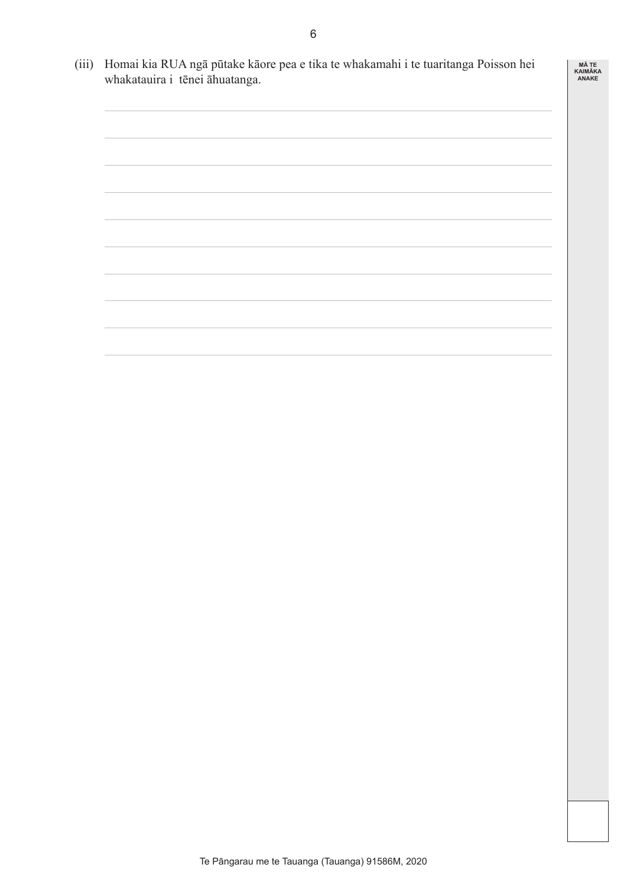(iii) Homai kia RUA ngā pūtake kāore pea e tika te whakamahi i te tuaritanga Poisson hei whakatauira i tēnei āhuatanga.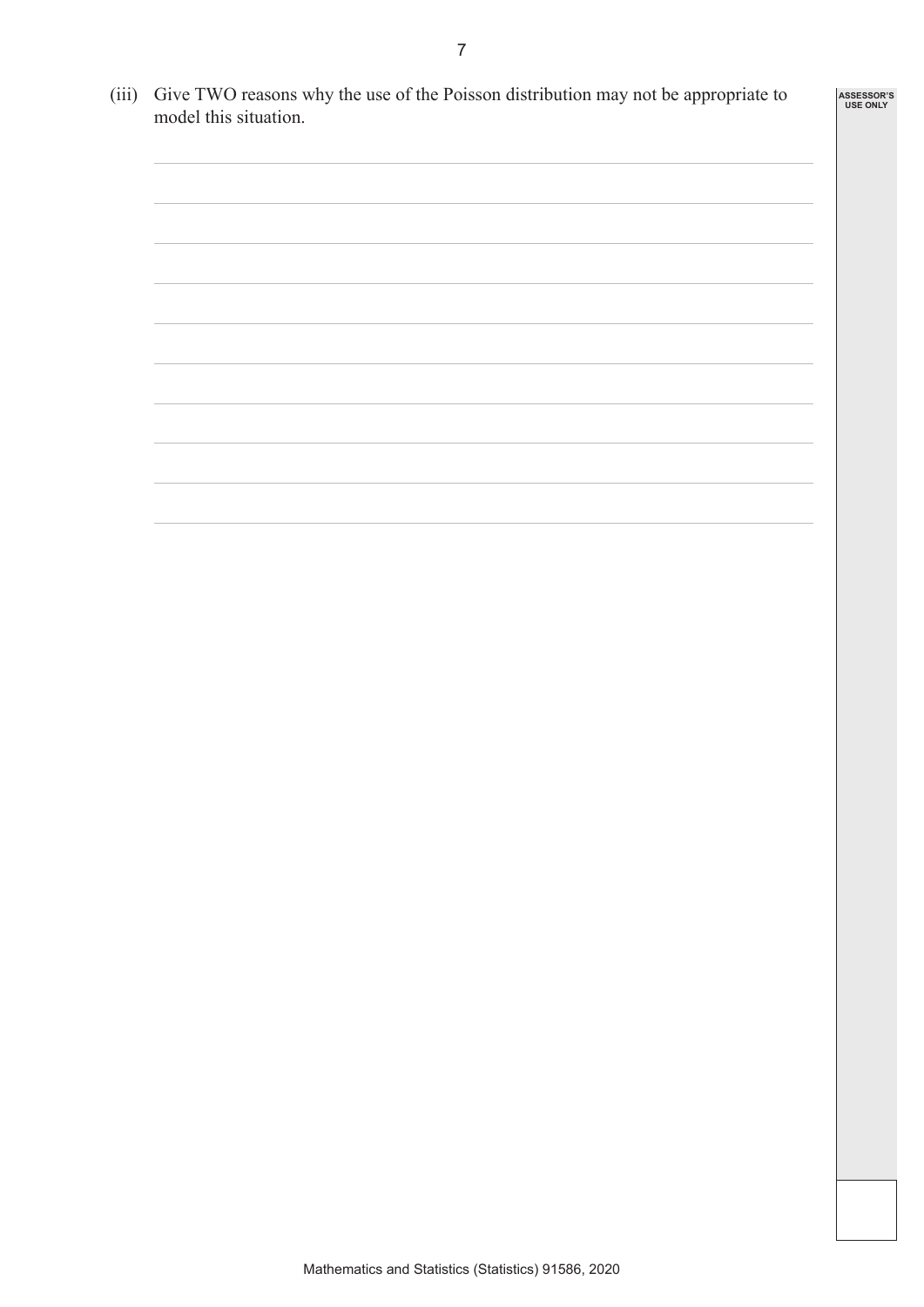(iii) Give TWO reasons why the use of the Poisson distribution may not be appropriate to model this situation.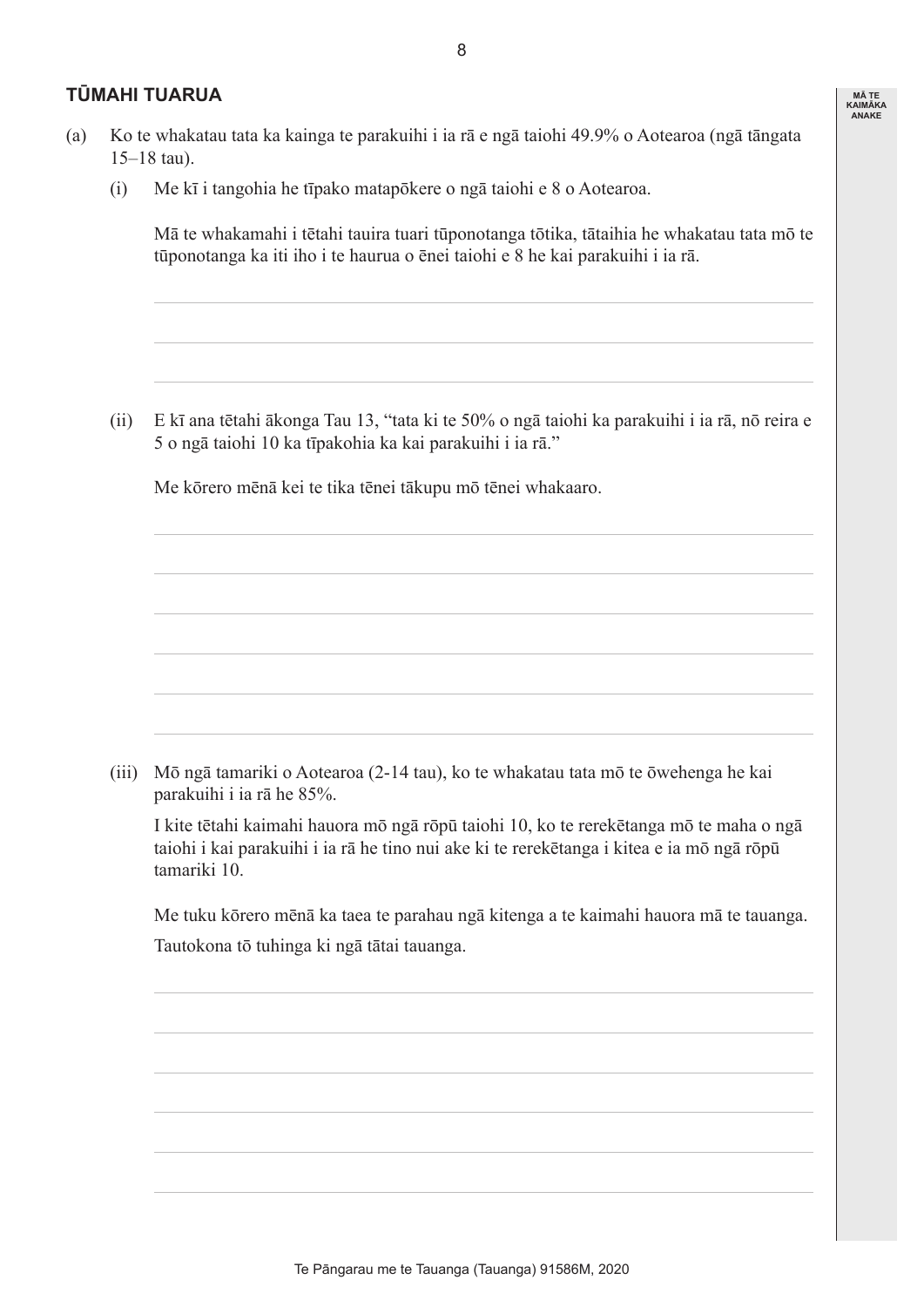## TŪMAHI TUARUA

(a) Ko te whakatau tata ka kainga te parakuihi i ia rā e ngā taiohi 49.9% o Aotearoa (ngā tāngata 15–18 tau).

(i) Me kī i tangohia he tīpako matapōkere o ngā taiohi e 8 o Aotearoa.

Mā te whakamahi i tētahi tauira tuari tūponotanga tōtika, tātaihia he whakatau tata mō te tūponotanga ka iti iho i te haurua o ēnei taiohi e 8 he kai parakuihi i ia rā.

(ii) E kī ana tētahi ākonga Tau 13, "tata ki te 50% o ngā taiohi ka parakuihi i ia rā, nō reira e 5 o ngā taiohi 10 ka tīpakohia ka kai parakuihi i ia rā."

Me kōrero mēnā kei te tika tēnei tākupu mō tēnei whakaaro.

(iii) Mō ngā tamariki o Aotearoa (2-14 tau), ko te whakatau tata mō te ōwehenga he kai parakuihi i ia rā he 85%.

I kite tētahi kaimahi hauora mō ngā rōpū taiohi 10, ko te rerekētanga mō te maha o ngā taiohi i kai parakuihi i ia rā he tino nui ake ki te rerekētanga i kitea e ia mō ngā rōpū tamariki 10.

Me tuku kōrero mēnā ka taea te parahau ngā kitenga a te kaimahi hauora mā te tauanga.

Tautokona tō tuhinga ki ngā tātai tauanga.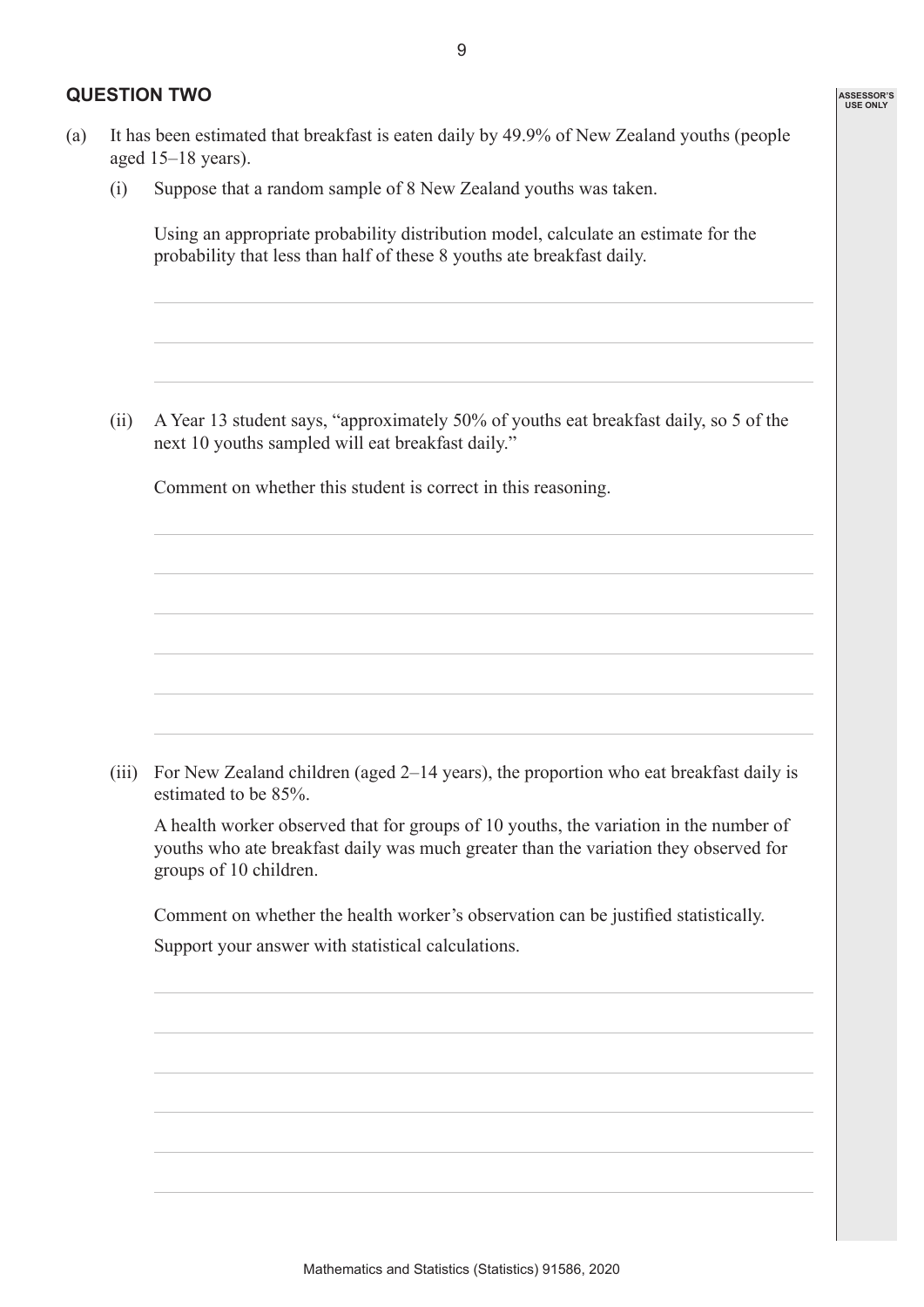## QUESTION TWO

(a) It has been estimated that breakfast is eaten daily by 49.9% of New Zealand youths (people aged 15–18 years).

(i) Suppose that a random sample of 8 New Zealand youths was taken.

Using an appropriate probability distribution model, calculate an estimate for the probability that less than half of these 8 youths ate breakfast daily.

(ii) A Year 13 student says, "approximately 50% of youths eat breakfast daily, so 5 of the next 10 youths sampled will eat breakfast daily."

Comment on whether this student is correct in this reasoning.

(iii) For New Zealand children (aged 2–14 years), the proportion who eat breakfast daily is estimated to be 85%.

A health worker observed that for groups of 10 youths, the variation in the number of youths who ate breakfast daily was much greater than the variation they observed for groups of 10 children.

Comment on whether the health worker's observation can be justified statistically.

Support your answer with statistical calculations.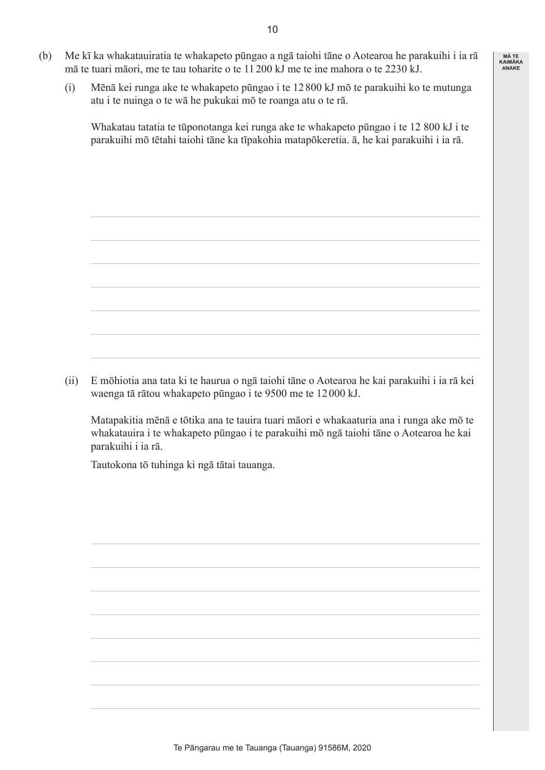(b) Me kī ka whakatauiratia te whakapeto pūngao a ngā taiohi tāne o Aotearoa he parakuihi i ia rā mā te tuari māori, me te tau toharite o te 11 200 kJ me te ine mahora o te 2230 kJ.

(i) Mēnā kei runga ake te whakapeto pūngao i te 12 800 kJ mō te parakuihi ko te mutunga atu i te nuinga o te wā he pukukai mō te roanga atu o te rā.

Whakatau tatatia te tūponotanga kei runga ake te whakapeto pūngao i te 12 800 kJ i te parakuihi mō tētahi taiohi tāne ka tīpakohia matapōkeretia. ā, he kai parakuihi i ia rā.

(ii) E mōhiotia ana tata ki te haurua o ngā taiohi tāne o Aotearoa he kai parakuihi i ia rā kei waenga tā rātou whakapeto pūngao i te 9500 me te 12 000 kJ.

Matapakitia mēnā e tōtika ana te tauira tuari māori e whakaaturia ana i runga ake mō te whakatauira i te whakapeto pūngao i te parakuihi mō ngā taiohi tāne o Aotearoa he kai parakuihi i ia rā.

Tautokona tō tuhinga ki ngā tātai tauanga.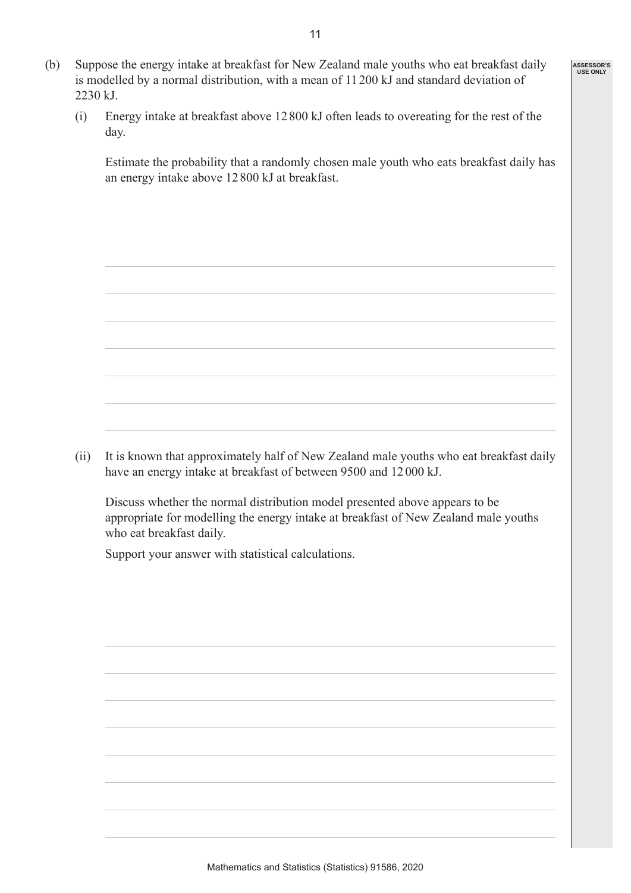(b) Suppose the energy intake at breakfast for New Zealand male youths who eat breakfast daily is modelled by a normal distribution, with a mean of 11 200 kJ and standard deviation of 2230 kJ.

(i) Energy intake at breakfast above 12 800 kJ often leads to overeating for the rest of the day.

Estimate the probability that a randomly chosen male youth who eats breakfast daily has an energy intake above 12 800 kJ at breakfast.

(ii) It is known that approximately half of New Zealand male youths who eat breakfast daily have an energy intake at breakfast of between 9500 and 12 000 kJ.

Discuss whether the normal distribution model presented above appears to be appropriate for modelling the energy intake at breakfast of New Zealand male youths who eat breakfast daily.

Support your answer with statistical calculations.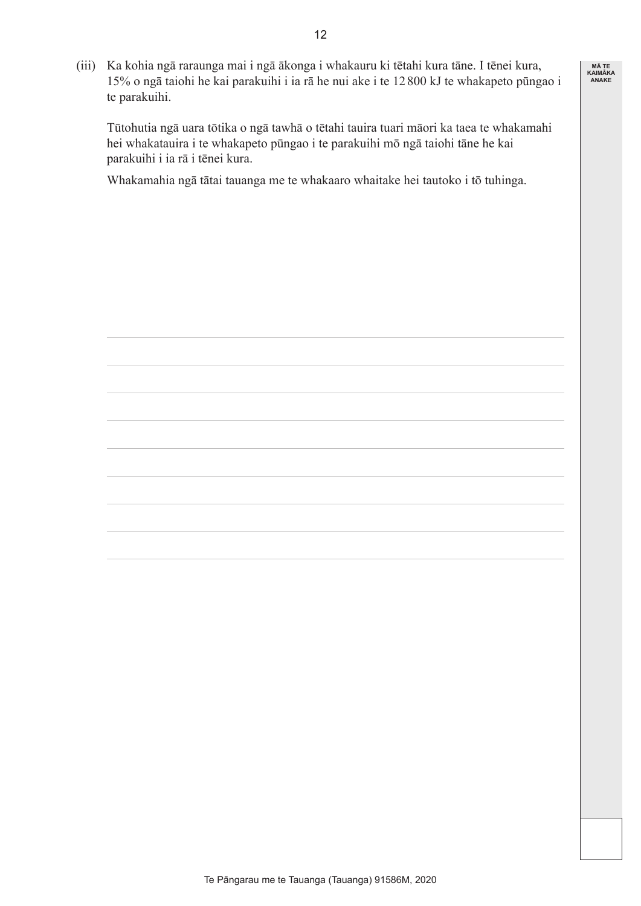(iii) Ka kohia ngā raraunga mai i ngā ākonga i whakauru ki tētahi kura tāne. I tēnei kura, 15% o ngā taiohi he kai parakuihi i ia rā he nui ake i te 12 800 kJ te whakapeto pūngao i te parakuihi.

Tūtohutia ngā uara tōtika o ngā tawhā o tētahi tauira tuari māori ka taea te whakamahi hei whakatauira i te whakapeto pūngao i te parakuihi mō ngā taiohi tāne he kai parakuihi i ia rā i tēnei kura.

Whakamahia ngā tātai tauanga me te whakaaro whaitake hei tautoko i tō tuhinga.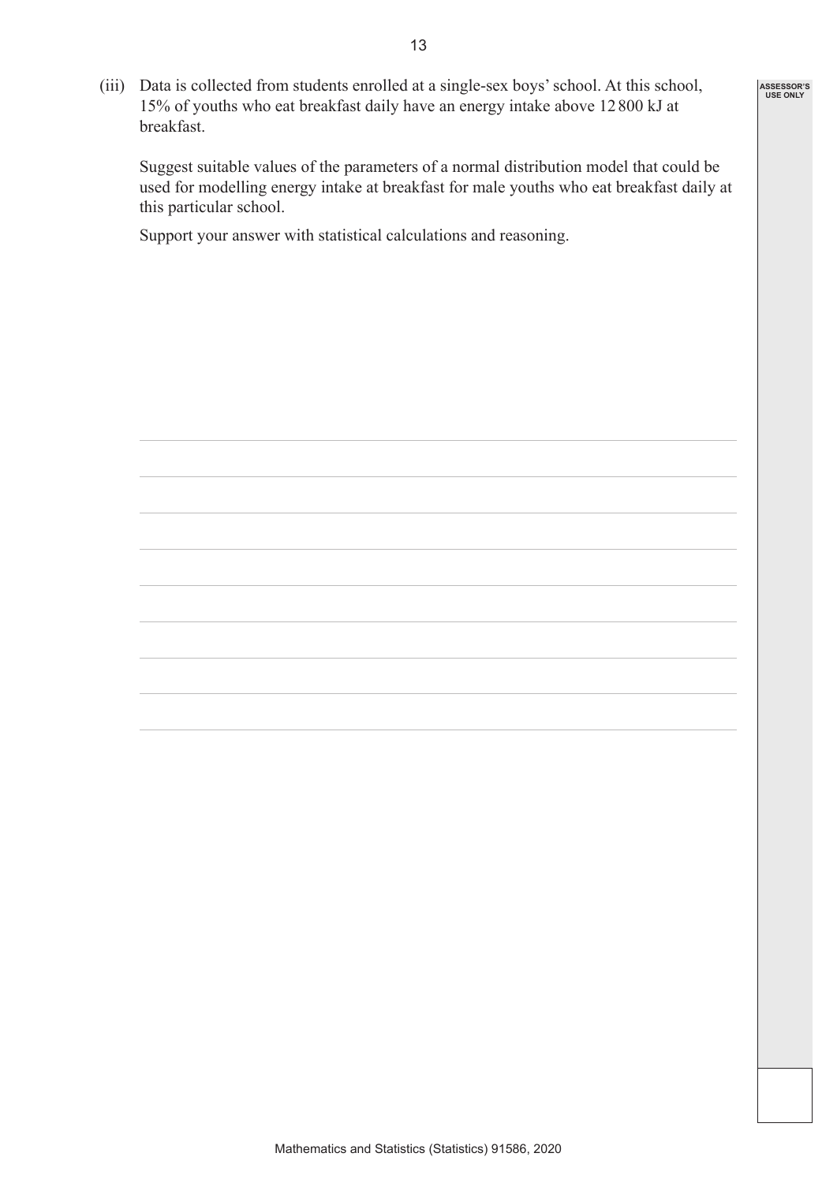(iii) Data is collected from students enrolled at a single-sex boys' school. At this school, 15% of youths who eat breakfast daily have an energy intake above 12 800 kJ at breakfast.

Suggest suitable values of the parameters of a normal distribution model that could be used for modelling energy intake at breakfast for male youths who eat breakfast daily at this particular school.

Support your answer with statistical calculations and reasoning.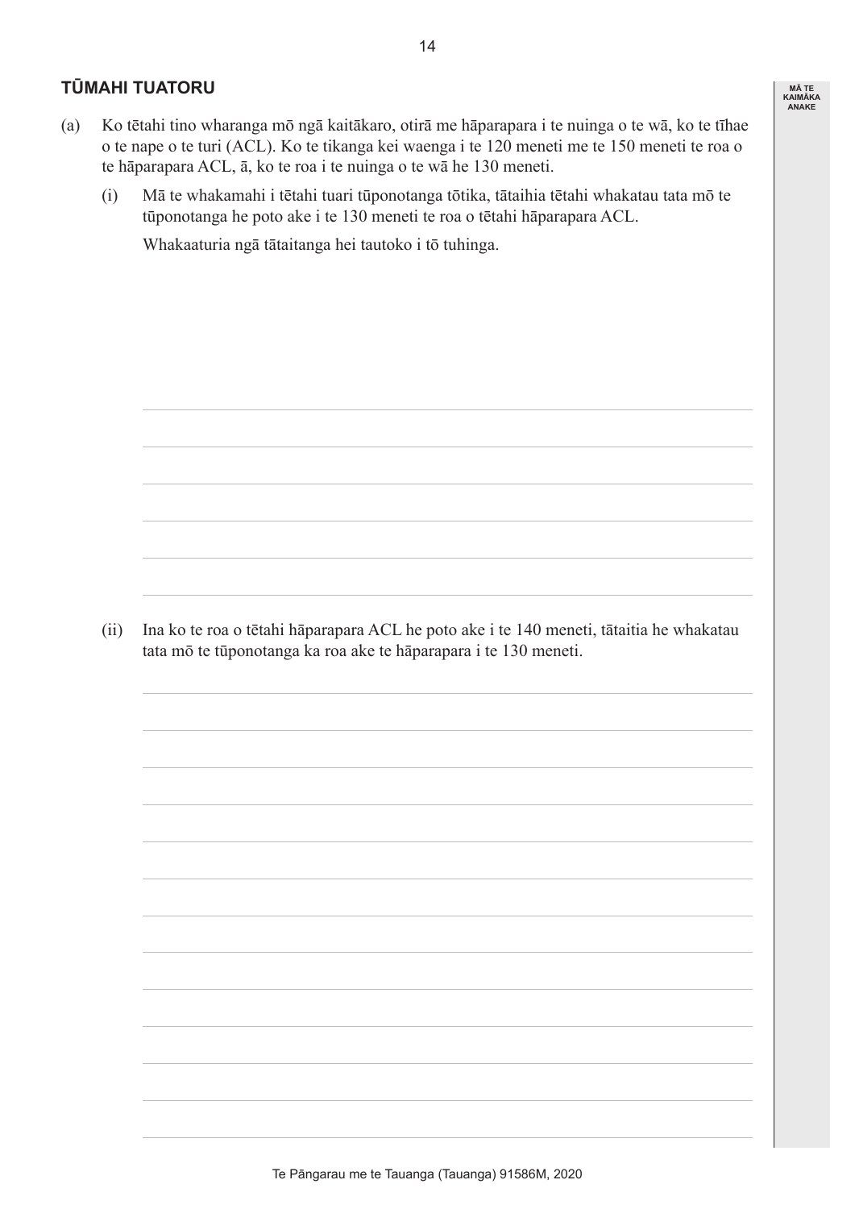## TŪMAHI TUATORU

(a) Ko tētahi tino wharanga mō ngā kaitākaro, otirā me hāparapara i te nuinga o te wā, ko te tīhae o te nape o te turi (ACL). Ko te tikanga kei waenga i te 120 meneti me te 150 meneti te roa o te hāparapara ACL, ā, ko te roa i te nuinga o te wā he 130 meneti.

(i) Mā te whakamahi i tētahi tuari tūponotanga tōtika, tātaihia tētahi whakatau tata mō te tūponotanga he poto ake i te 130 meneti te roa o tētahi hāparapara ACL.

Whakaaturia ngā tātaitanga hei tautoko i tō tuhinga.

(ii) Ina ko te roa o tētahi hāparapara ACL he poto ake i te 140 meneti, tātaitia he whakatau tata mō te tūponotanga ka roa ake te hāparapara i te 130 meneti.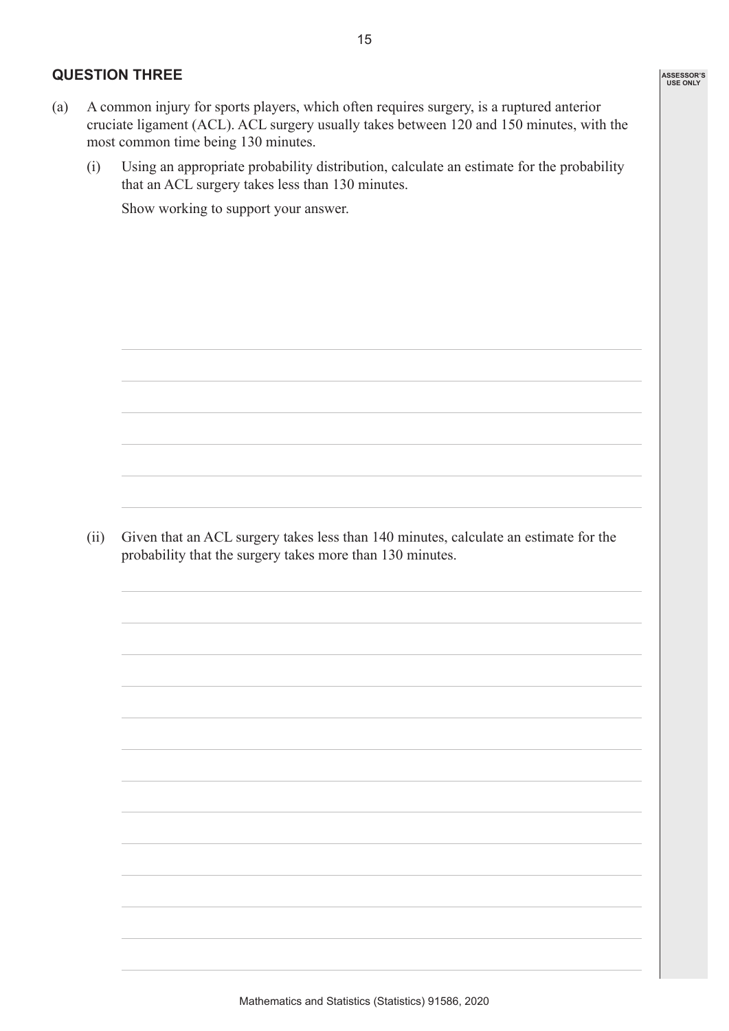## QUESTION THREE

(a) A common injury for sports players, which often requires surgery, is a ruptured anterior cruciate ligament (ACL). ACL surgery usually takes between 120 and 150 minutes, with the most common time being 130 minutes.

(i) Using an appropriate probability distribution, calculate an estimate for the probability that an ACL surgery takes less than 130 minutes.

Show working to support your answer.

(ii) Given that an ACL surgery takes less than 140 minutes, calculate an estimate for the probability that the surgery takes more than 130 minutes.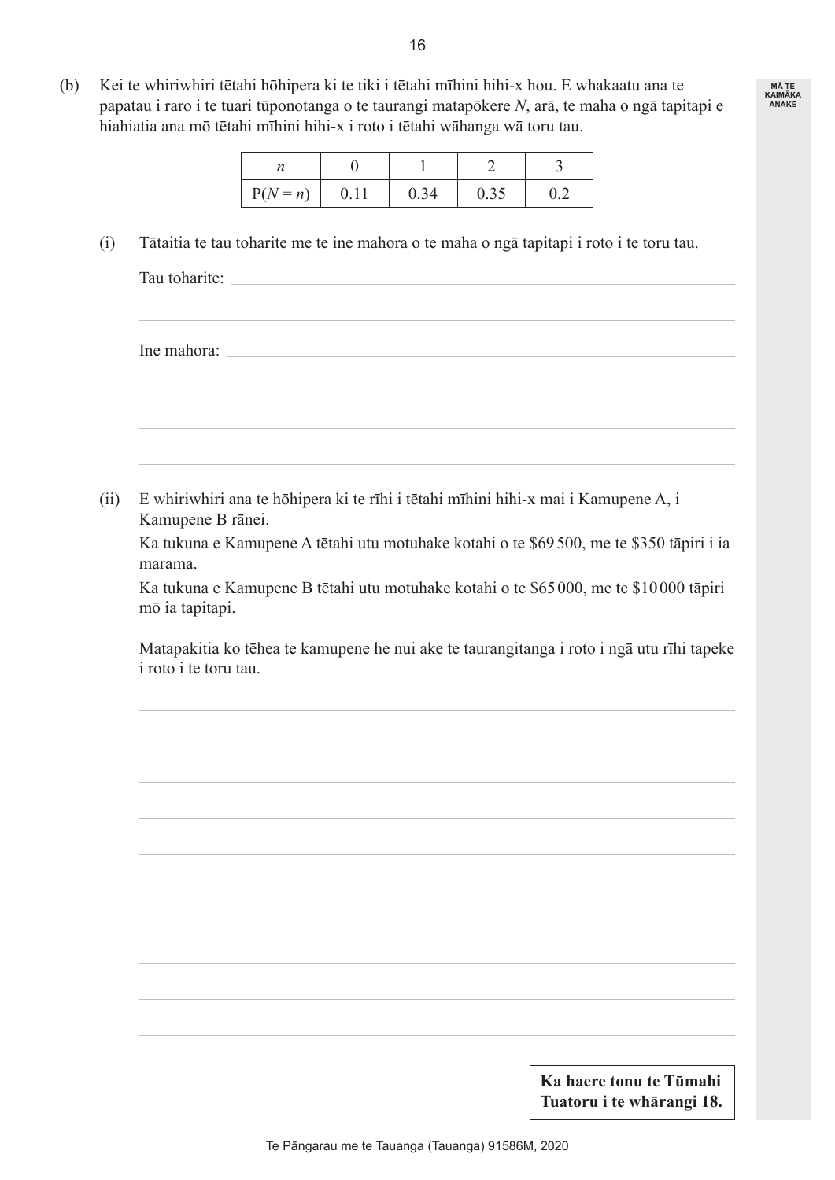(b) Kei te whiriwhiri tētahi hōhipera ki te tiki i tētahi mīhini hihi-x hou. E whakaatu ana te papatau i raro i te tuari tūponotanga o te taurangi matapōkere $N$, arā, te maha o ngā tapitapi e hiahiatia ana mō tētahi mīhini hihi-x i roto i tētahi wāhanga wā toru tau.

| $n$ | 0 | 1 | 2 | 3 |
|---|---|---|---|---|
| $P(N = n)$ | 0.11 | 0.34 | 0.35 | 0.2 |

(i) Tātaitia te tau toharite me te ine mahora o te maha o ngā tapitapi i roto i te toru tau.

Tau toharite:

Ine mahora:

(ii) E whiriwhiri ana te hōhipera ki te rīhi i tētahi mīhini hihi-x mai i Kamupene A, i Kamupene B rānei.

Ka tukuna e Kamupene A tētahi utu motuhake kotahi o te \$69 500, me te \$350 tāpiri i ia marama.

Ka tukuna e Kamupene B tētahi utu motuhake kotahi o te \$65 000, me te \$10 000 tāpiri mō ia tapitapi.

Matapakitia ko tēhea te kamupene he nui ake te taurangitanga i roto i ngā utu rīhi tapeke i roto i te toru tau.

**Ka haere tonu te Tūmahi Tuatoru i te whārangi 18.**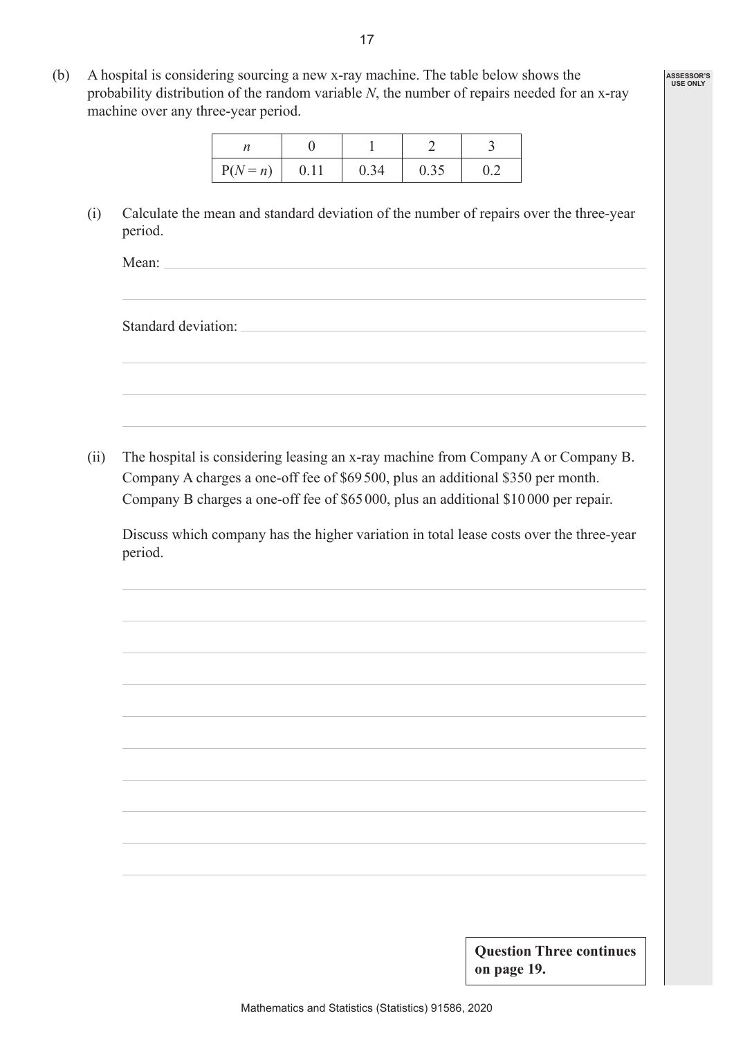(b) A hospital is considering sourcing a new x-ray machine. The table below shows the probability distribution of the random variable $N$, the number of repairs needed for an x-ray machine over any three-year period.

| $n$ | 0 | 1 | 2 | 3 |
|---|---|---|---|---|
| $P(N = n)$ | 0.11 | 0.34 | 0.35 | 0.2 |

(i) Calculate the mean and standard deviation of the number of repairs over the three-year period.

Mean:

Standard deviation:

(ii) The hospital is considering leasing an x-ray machine from Company A or Company B. Company A charges a one-off fee of \$69 500, plus an additional \$350 per month. Company B charges a one-off fee of \$65 000, plus an additional \$10 000 per repair.

Discuss which company has the higher variation in total lease costs over the three-year period.

**Question Three continues on page 19.**

Mathematics and Statistics (Statistics) 91586, 2020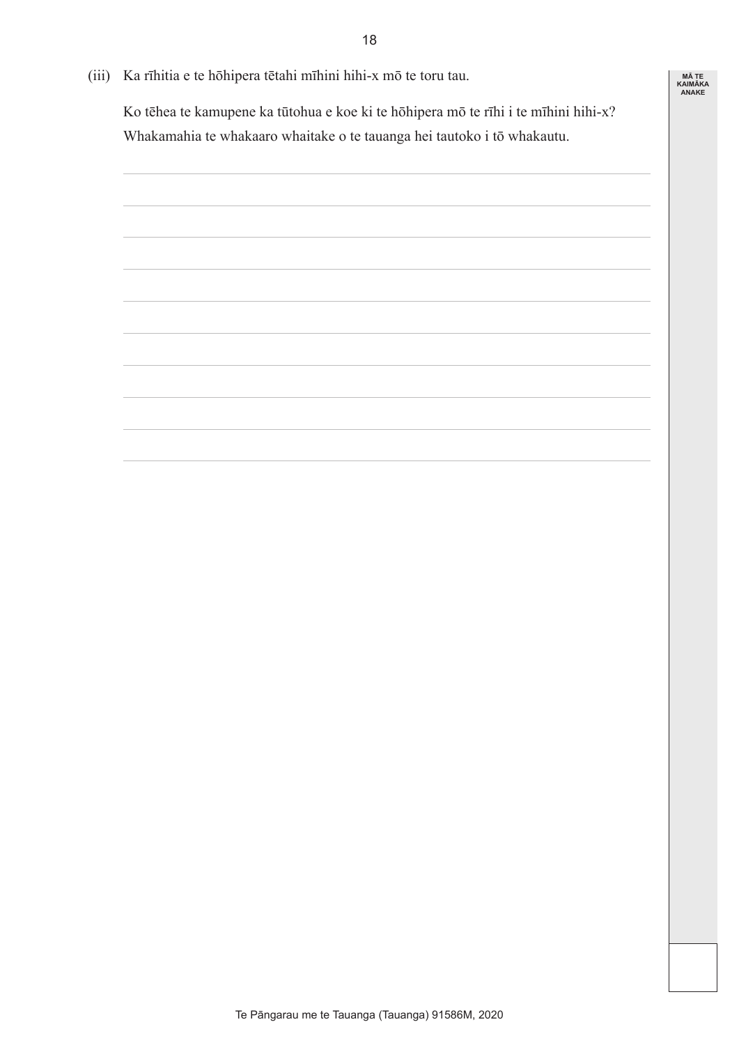(iii) Ka rīhitia e te hōhipera tētahi mīhini hihi-x mō te toru tau.

Ko tēhea te kamupene ka tūtohua e koe ki te hōhipera mō te rīhi i te mīhini hihi-x? Whakamahia te whakaaro whaitake o te tauanga hei tautoko i tō whakautu.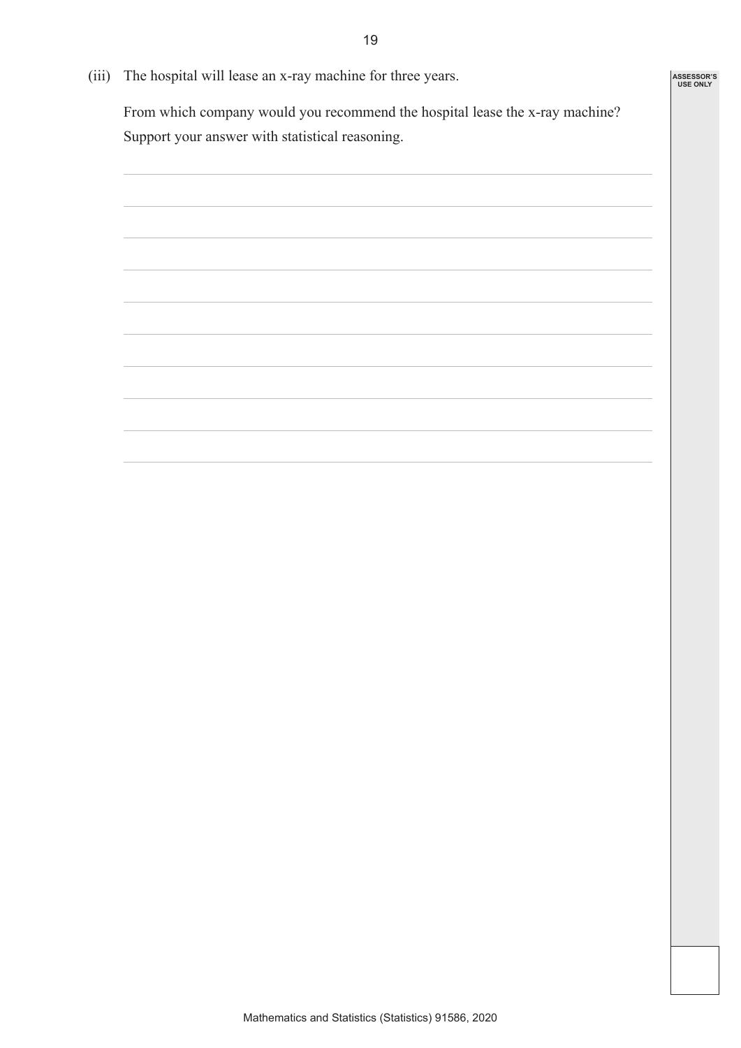(iii) The hospital will lease an x-ray machine for three years.

From which company would you recommend the hospital lease the x-ray machine? Support your answer with statistical reasoning.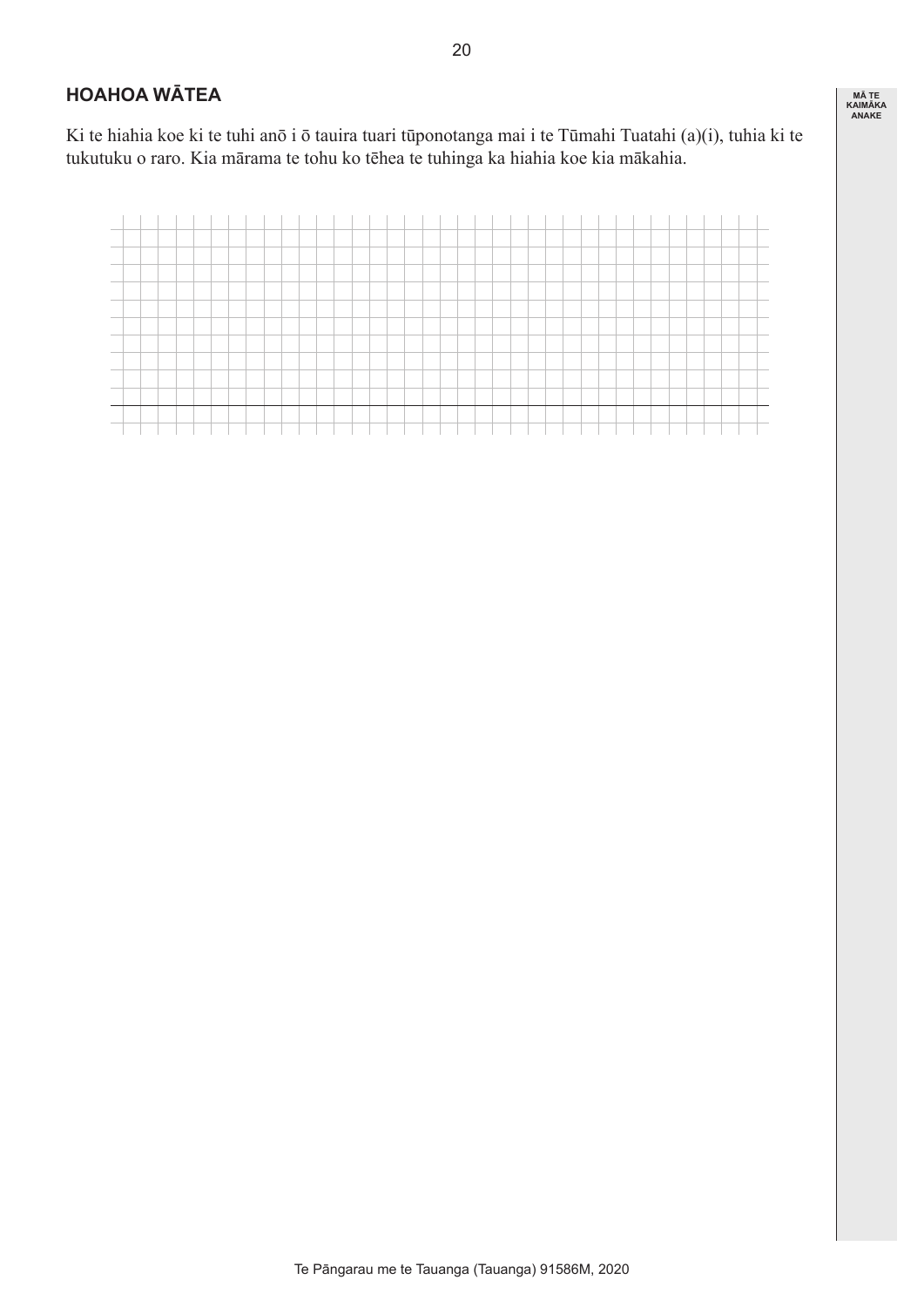## HOAHOA WĀTEA

Ki te hiahia koe ki te tuhi anō i ō tauira tuari tūponotanga mai i te Tūmahi Tuatahi (a)(i), tuhia ki te tukutuku o raro. Kia mārama te tohu ko tēhea te tuhinga ka hiahia koe kia mākahia.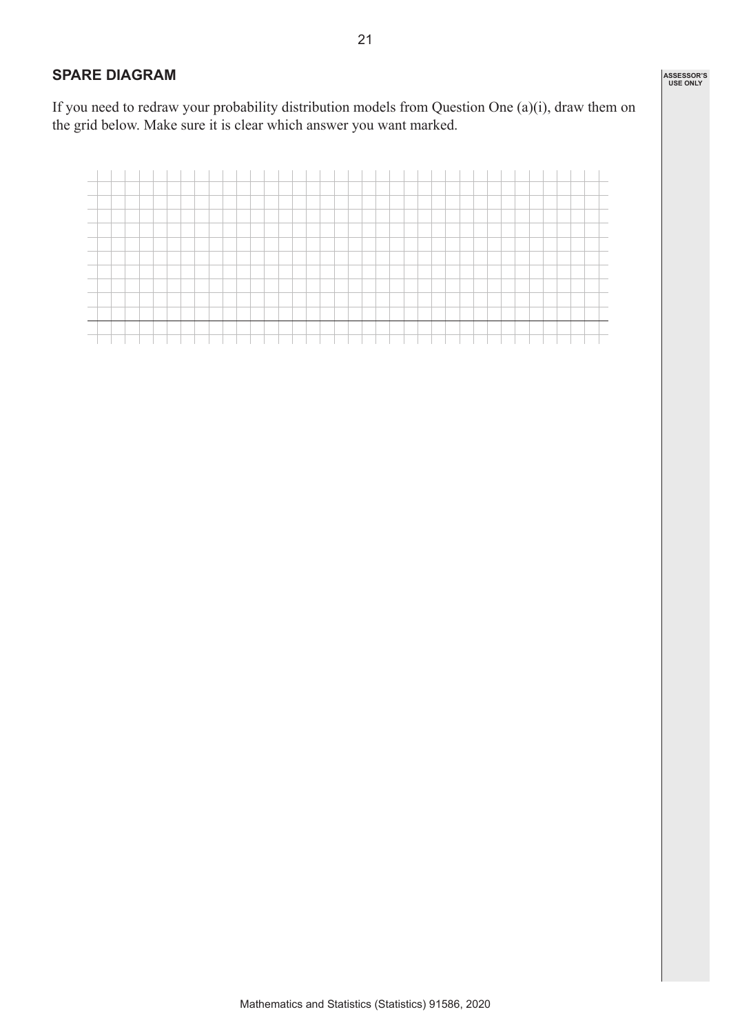## SPARE DIAGRAM

If you need to redraw your probability distribution models from Question One (a)(i), draw them on the grid below. Make sure it is clear which answer you want marked.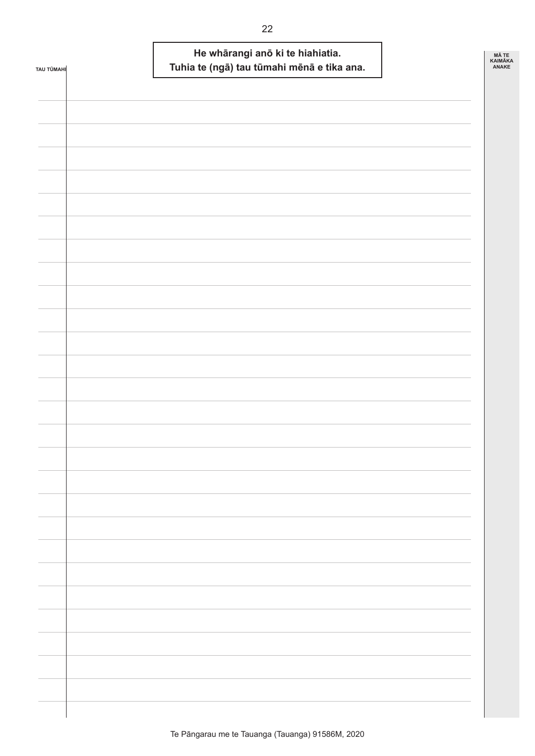TAU TŪMAHI

**He whārangi anō ki te hiahiatia.**
**Tuhia te (ngā) tau tūmahi mēnā e tika ana.**

MĀ TE KAIMĀKA ANAKE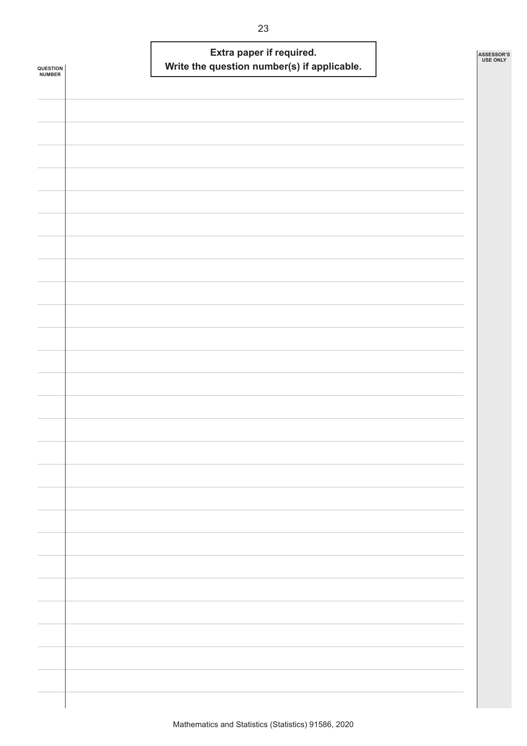**Extra paper if required.**
**Write the question number(s) if applicable.**

QUESTION NUMBER

ASSESSOR'S USE ONLY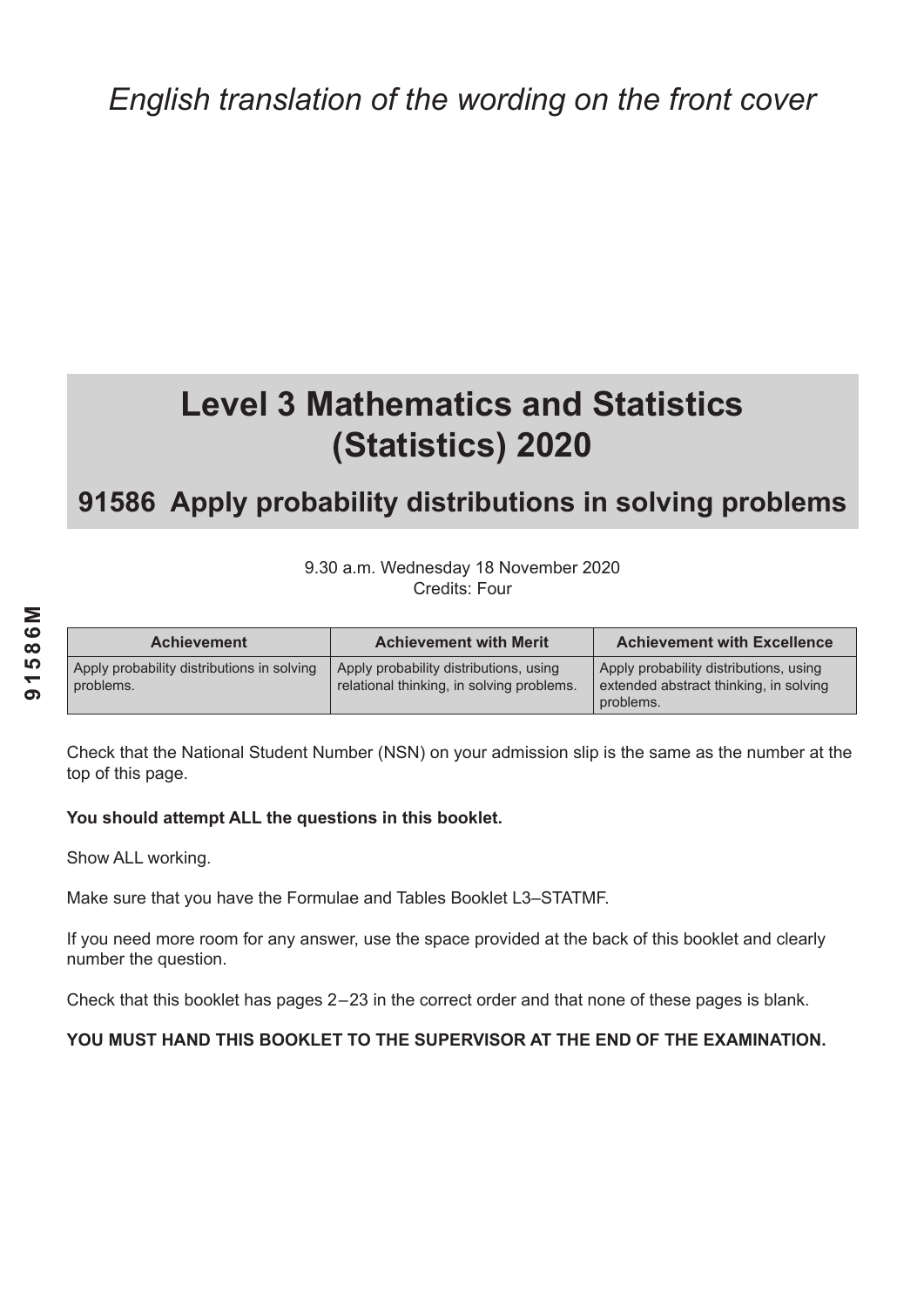*English translation of the wording on the front cover*

# Level 3 Mathematics and Statistics (Statistics) 2020

## 91586 Apply probability distributions in solving problems

9.30 a.m. Wednesday 18 November 2020
Credits: Four

| Achievement | Achievement with Merit | Achievement with Excellence |
|---|---|---|
| Apply probability distributions in solving problems. | Apply probability distributions, using relational thinking, in solving problems. | Apply probability distributions, using extended abstract thinking, in solving problems. |

Check that the National Student Number (NSN) on your admission slip is the same as the number at the top of this page.

**You should attempt ALL the questions in this booklet.**

Show ALL working.

Make sure that you have the Formulae and Tables Booklet L3–STATMF.

If you need more room for any answer, use the space provided at the back of this booklet and clearly number the question.

Check that this booklet has pages 2–23 in the correct order and that none of these pages is blank.

**YOU MUST HAND THIS BOOKLET TO THE SUPERVISOR AT THE END OF THE EXAMINATION.**